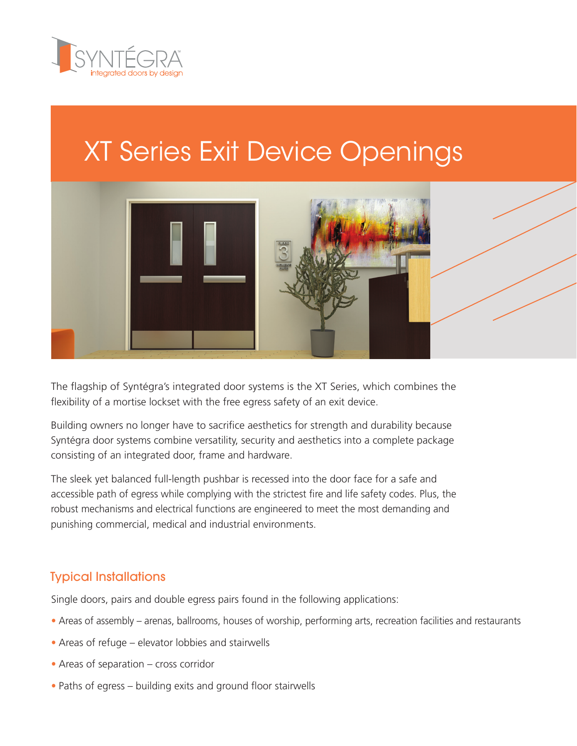# XT Series Exit Device Openings

The flagship of Syntégra's integrated door systems is the XT Series, which combines the flexibility of a mortise lockset with the free egress safety of an exit device.

Building owners no longer have to sacrifice aesthetics for strength and durability because Syntégra door systems combine versatility, security and aesthetics into a complete package consisting of an integrated door, frame and hardware.

The sleek yet balanced full-length pushbar is recessed into the door face for a safe and accessible path of egress while complying with the strictest fire and life safety codes. Plus, the robust mechanisms and electrical functions are engineered to meet the most demanding and punishing commercial, medical and industrial environments.

## Typical Installations

Single doors, pairs and double egress pairs found in the following applications:

- Areas of assembly – arenas, ballrooms, houses of worship, performing arts, recreation facilities and restaurants
- Areas of refuge – elevator lobbies and stairwells
- Areas of separation – cross corridor
- Paths of egress – building exits and ground floor stairwells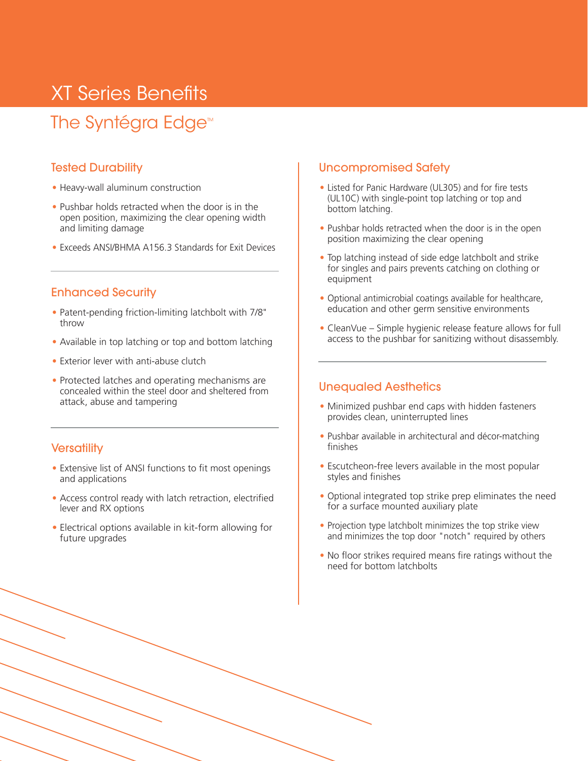# XT Series Benefits

## The Syntégra Edge™

### Tested Durability

- Heavy-wall aluminum construction
- Pushbar holds retracted when the door is in the open position, maximizing the clear opening width and limiting damage
- Exceeds ANSI/BHMA A156.3 Standards for Exit Devices

### Enhanced Security

- Patent-pending friction-limiting latchbolt with 7/8" throw
- Available in top latching or top and bottom latching
- Exterior lever with anti-abuse clutch
- Protected latches and operating mechanisms are concealed within the steel door and sheltered from attack, abuse and tampering

### Versatility

- Extensive list of ANSI functions to fit most openings and applications
- Access control ready with latch retraction, electrified lever and RX options
- Electrical options available in kit-form allowing for future upgrades

### Uncompromised Safety

- Listed for Panic Hardware (UL305) and for fire tests (UL10C) with single-point top latching or top and bottom latching.
- Pushbar holds retracted when the door is in the open position maximizing the clear opening
- Top latching instead of side edge latchbolt and strike for singles and pairs prevents catching on clothing or equipment
- Optional antimicrobial coatings available for healthcare, education and other germ sensitive environments
- CleanVue – Simple hygienic release feature allows for full access to the pushbar for sanitizing without disassembly.

### Unequaled Aesthetics

- Minimized pushbar end caps with hidden fasteners provides clean, uninterrupted lines
- Pushbar available in architectural and décor-matching finishes
- Escutcheon-free levers available in the most popular styles and finishes
- Optional integrated top strike prep eliminates the need for a surface mounted auxiliary plate
- Projection type latchbolt minimizes the top strike view and minimizes the top door "notch" required by others
- No floor strikes required means fire ratings without the need for bottom latchbolts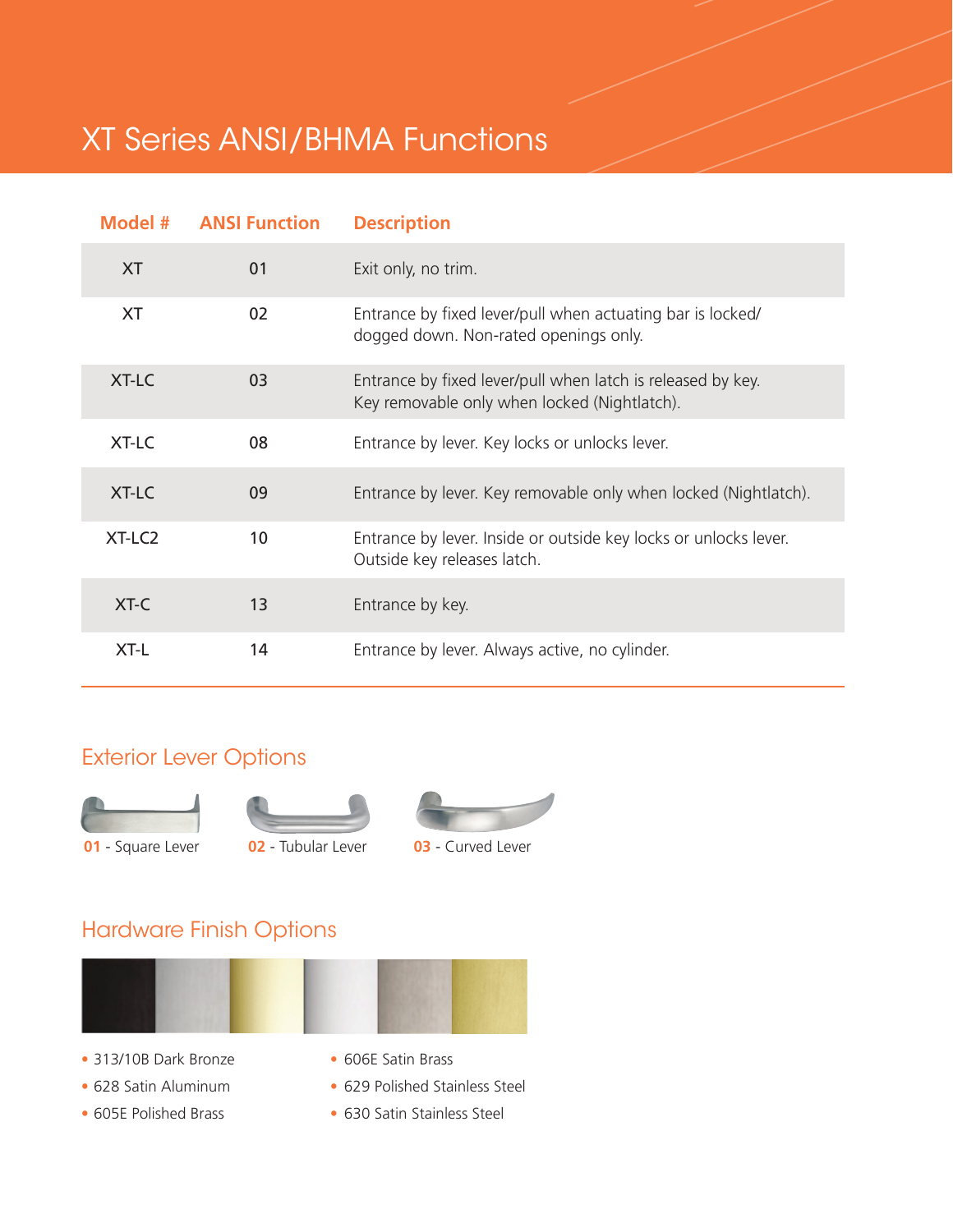# XT Series ANSI/BHMA Functions

| Model # | ANSI Function | Description |
|---|---|---|
| XT | 01 | Exit only, no trim. |
| XT | 02 | Entrance by fixed lever/pull when actuating bar is locked/ dogged down. Non-rated openings only. |
| XT-LC | 03 | Entrance by fixed lever/pull when latch is released by key. Key removable only when locked (Nightlatch). |
| XT-LC | 08 | Entrance by lever. Key locks or unlocks lever. |
| XT-LC | 09 | Entrance by lever. Key removable only when locked (Nightlatch). |
| XT-LC2 | 10 | Entrance by lever. Inside or outside key locks or unlocks lever. Outside key releases latch. |
| XT-C | 13 | Entrance by key. |
| XT-L | 14 | Entrance by lever. Always active, no cylinder. |

## Exterior Lever Options

**01** - Square Lever

**02** - Tubular Lever

**03** - Curved Lever

## Hardware Finish Options

- 313/10B Dark Bronze
- 628 Satin Aluminum
- 605E Polished Brass
- 606E Satin Brass
- 629 Polished Stainless Steel
- 630 Satin Stainless Steel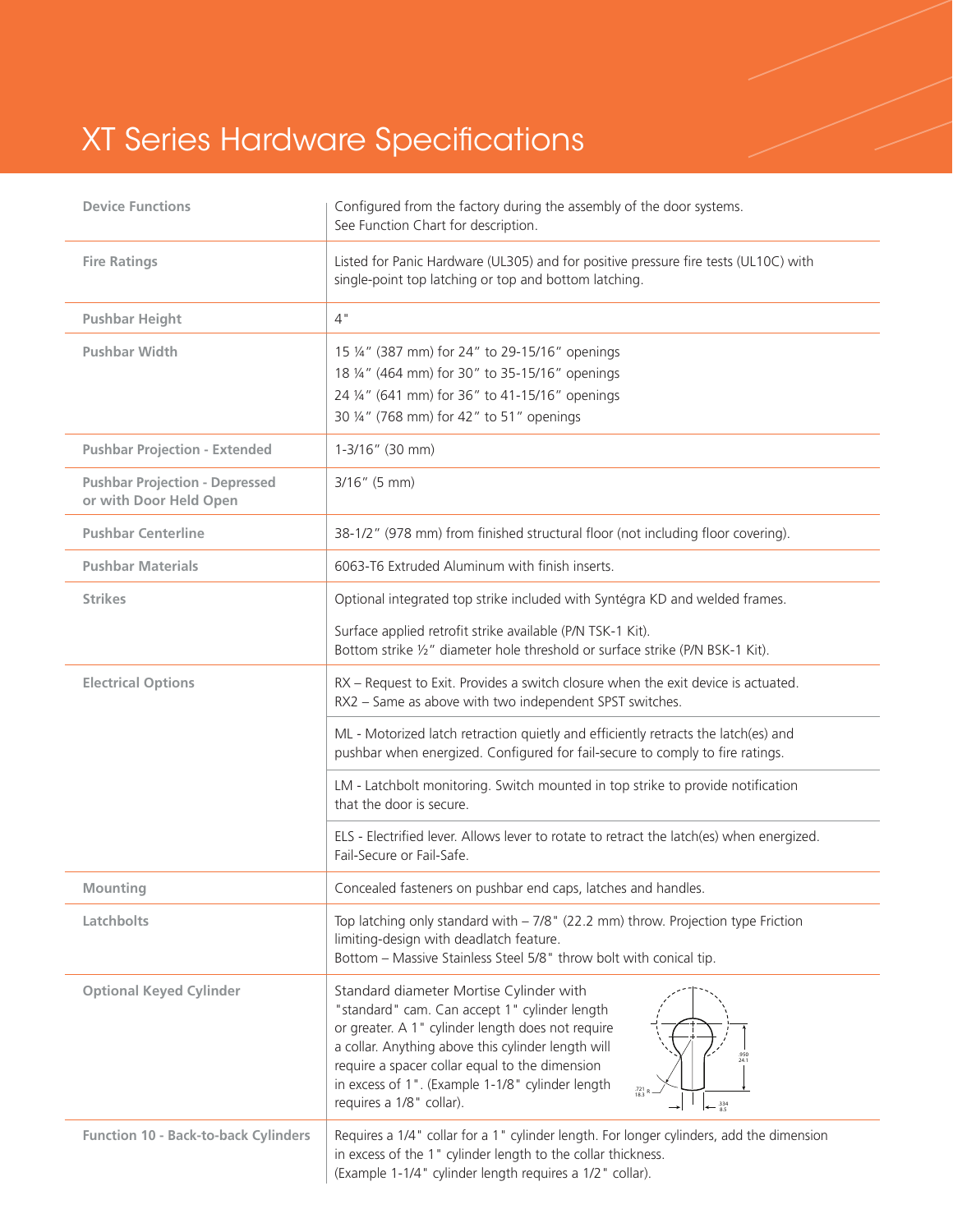# XT Series Hardware Specifications

| | |
|---|---|
| **Device Functions** | Configured from the factory during the assembly of the door systems.<br>See Function Chart for description. |
| **Fire Ratings** | Listed for Panic Hardware (UL305) and for positive pressure fire tests (UL10C) with single-point top latching or top and bottom latching. |
| **Pushbar Height** | 4" |
| **Pushbar Width** | 15 ¼" (387 mm) for 24" to 29-15/16" openings<br>18 ¼" (464 mm) for 30" to 35-15/16" openings<br>24 ¼" (641 mm) for 36" to 41-15/16" openings<br>30 ¼" (768 mm) for 42" to 51" openings |
| **Pushbar Projection - Extended** | 1-3/16" (30 mm) |
| **Pushbar Projection - Depressed or with Door Held Open** | 3/16" (5 mm) |
| **Pushbar Centerline** | 38-1/2" (978 mm) from finished structural floor (not including floor covering). |
| **Pushbar Materials** | 6063-T6 Extruded Aluminum with finish inserts. |
| **Strikes** | Optional integrated top strike included with Syntégra KD and welded frames.<br>Surface applied retrofit strike available (P/N TSK-1 Kit).<br>Bottom strike ½" diameter hole threshold or surface strike (P/N BSK-1 Kit). |
| **Electrical Options** | RX – Request to Exit. Provides a switch closure when the exit device is actuated.<br>RX2 – Same as above with two independent SPST switches. |
| | ML - Motorized latch retraction quietly and efficiently retracts the latch(es) and pushbar when energized. Configured for fail-secure to comply to fire ratings. |
| | LM - Latchbolt monitoring. Switch mounted in top strike to provide notification that the door is secure. |
| | ELS - Electrified lever. Allows lever to rotate to retract the latch(es) when energized. Fail-Secure or Fail-Safe. |
| **Mounting** | Concealed fasteners on pushbar end caps, latches and handles. |
| **Latchbolts** | Top latching only standard with – 7/8" (22.2 mm) throw. Projection type Friction limiting-design with deadlatch feature.<br>Bottom – Massive Stainless Steel 5/8" throw bolt with conical tip. |
| **Optional Keyed Cylinder** | Standard diameter Mortise Cylinder with "standard" cam. Can accept 1" cylinder length or greater. A 1" cylinder length does not require a collar. Anything above this cylinder length will require a spacer collar equal to the dimension in excess of 1". (Example 1-1/8" cylinder length requires a 1/8" collar). |
| **Function 10 - Back-to-back Cylinders** | Requires a 1/4" collar for a 1" cylinder length. For longer cylinders, add the dimension in excess of the 1" cylinder length to the collar thickness.<br>(Example 1-1/4" cylinder length requires a 1/2" collar). |

.950
24.1

.721 R
18.3

.334
8.5